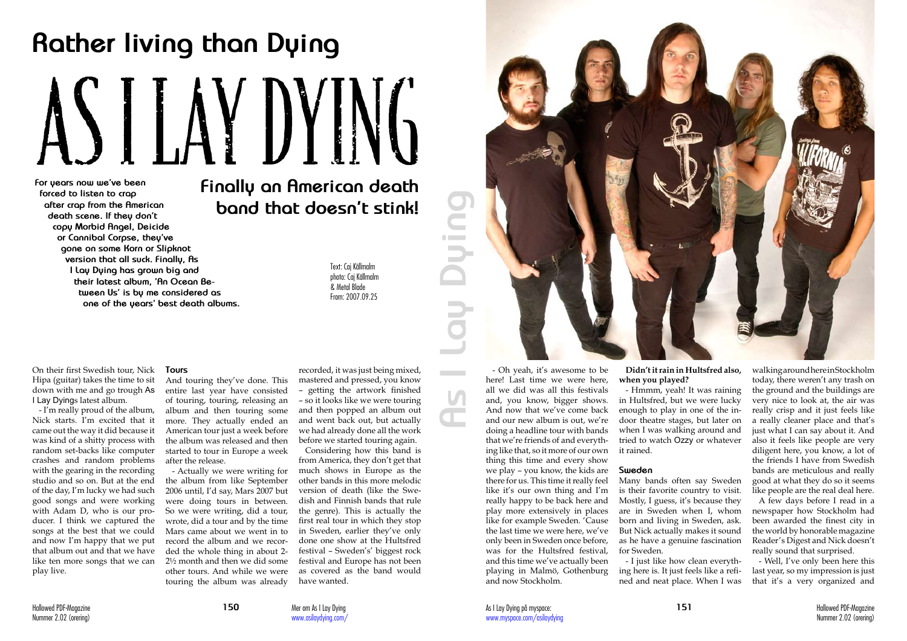# Rather living than Dying

# AS I LAY DYING

**For years now we've been forced to listen to crap after crap from the American death scene. If they don't copy Morbid Angel, Deicide or Cannibal Corpse, they've gone on some Korn or Slipknot version that all suck. Finally, As I Lay Dying has grown big and their latest album, 'An Ocean Between Us' is by me considered as one of the years' best death albums.**

## Finally an American death band that doesn't stink!

Text: Caj Källmalm
photo: Caj Källmalm & Metal Blade
From: 2007.09.25

On their first Swedish tour, Nick Hipa (guitar) takes the time to sit down with me and go trough As I Lay Dyings latest album.

- I'm really proud of the album, Nick starts. I'm excited that it came out the way it did because it was kind of a shitty process with random set-backs like computer crashes and random problems with the gearing in the recording studio and so on. But at the end of the day, I'm lucky we had such good songs and were working with Adam D, who is our producer. I think we captured the songs at the best that we could and now I'm happy that we put that album out and that we have like ten more songs that we can play live.

### Tours

And touring they've done. This entire last year have consisted of touring, touring, releasing an album and then touring some more. They actually ended an American tour just a week before the album was released and then started to tour in Europe a week after the release.

- Actually we were writing for the album from like September 2006 until, I'd say, Mars 2007 but were doing tours in between. So we were writing, did a tour, wrote, did a tour and by the time Mars came about we went in to record the album and we recorded the whole thing in about 2-2½ month and then we did some other tours. And while we were touring the album was already recorded, it was just being mixed, mastered and pressed, you know – getting the artwork finished – so it looks like we were touring and then popped an album out and went back out, but actually we had already done all the work before we started touring again.

Considering how this band is from America, they don't get that much shows in Europe as the other bands in this more melodic version of death (like the Swedish and Finnish bands that rule the genre). This is actually the first real tour in which they stop in Sweden, earlier they've only done one show at the Hultsfred festival – Sweden's' biggest rock festival and Europe has not been as covered as the band would have wanted.

- Oh yeah, it's awesome to be here! Last time we were here, all we did was all this festivals and, you know, bigger shows. And now that we've come back and our new album is out, we're doing a headline tour with bands that we're friends of and everything like that, so it more of our own thing this time and every show we play – you know, the kids are there for us. This time it really feel like it's our own thing and I'm really happy to be back here and play more extensively in places like for example Sweden. 'Cause the last time we were here, we've only been in Sweden once before, was for the Hultsfred festival, and this time we've actually been playing in Malmö, Gothenburg and now Stockholm.

**Didn't it rain in Hultsfred also, when you played?**

- Hmmm, yeah! It was raining in Hultsfred, but we were lucky enough to play in one of the indoor theatre stages, but later on when I was walking around and tried to watch Ozzy or whatever it rained.

### Sweden

Many bands often say Sweden is their favorite country to visit. Mostly, I guess, it's because they are in Sweden when I, whom born and living in Sweden, ask. But Nick actually makes it sound as he have a genuine fascination for Sweden.

- I just like how clean everything here is. It just feels like a refined and neat place. When I was walking around here in Stockholm today, there weren't any trash on the ground and the buildings are very nice to look at, the air was really crisp and it just feels like a really cleaner place and that's just what I can say about it. And also it feels like people are very diligent here, you know, a lot of the friends I have from Swedish bands are meticulous and really good at what they do so it seems like people are the real deal here.

A few days before I read in a newspaper how Stockholm had been awarded the finest city in the world by honorable magazine Reader's Digest and Nick doesn't really sound that surprised.

- Well, I've only been here this last year, so my impression is just that it's a very organized and

Mer om As I Lay Dying
www.asilaydying.com/

As I Lay Dying på myspace:
www.myspace.com/asilaydying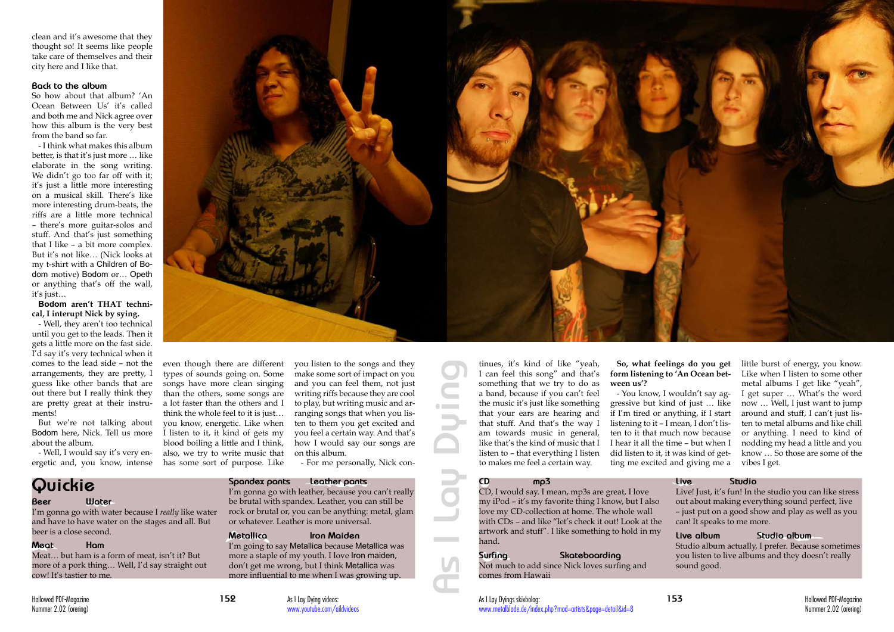clean and it's awesome that they thought so! It seems like people take care of themselves and their city here and I like that.

### Back to the album

So how about that album? 'An Ocean Between Us' it's called and both me and Nick agree over how this album is the very best from the band so far.

- I think what makes this album better, is that it's just more … like elaborate in the song writing. We didn't go too far off with it; it's just a little more interesting on a musical skill. There's like more interesting drum-beats, the riffs are a little more technical – there's more guitar-solos and stuff. And that's just something that I like – a bit more complex. But it's not like… (Nick looks at my t-shirt with a Children of Bodom motive) Bodom or… Opeth or anything that's off the wall, it's just…

**Bodom aren't THAT technical, I interupt Nick by sying.**

- Well, they aren't too technical until you get to the leads. Then it gets a little more on the fast side. I'd say it's very technical when it comes to the lead side – not the arrangements, they are pretty, I guess like other bands that are out there but I really think they are pretty great at their instruments!

But we're not talking about Bodom here, Nick. Tell us more about the album.

- Well, I would say it's very energetic and, you know, intense even though there are different types of sounds going on. Some songs have more clean singing than the others, some songs are a lot faster than the others and I think the whole feel to it is just… you know, energetic. Like when I listen to it, it kind of gets my blood boiling a little and I think, also, we try to write music that has some sort of purpose. Like you listen to the songs and they make some sort of impact on you and you can feel them, not just writing riffs because they are cool to play, but writing music and arranging songs that when you listen to them you get excited and you feel a certain way. And that's how I would say our songs are on this album.

- For me personally, Nick continues, it's kind of like "yeah, I can feel this song" and that's something that we try to do as a band, because if you can't feel the music it's just like something that your ears are hearing and that stuff. And that's the way I am towards music in general, like that's the kind of music that I listen to – that everything I listen to makes me feel a certain way.

**So, what feelings do you get form listening to 'An Ocean between us'?**

- You know, I wouldn't say aggressive but kind of just … like if I'm tired or anything, if I start listening to it – I mean, I don't listen to it that much now because I hear it all the time – but when I did listen to it, it was kind of getting me excited and giving me a little burst of energy, you know. Like when I listen to some other metal albums I get like "yeah", I get super … What's the word now … Well, I just want to jump around and stuff, I can't just listen to metal albums and like chill or anything. I need to kind of nodding my head a little and you know … So those are some of the vibes I get.

## Quickie

**Beer** / **Water**
I'm gonna go with water because I *really* like water and have to have water on the stages and all. But beer is a close second.

**Meat** / **Ham**
Meat… but ham is a form of meat, isn't it? But more of a pork thing… Well, I'd say straight out cow! It's tastier to me.

**Spandex pants** / **Leather pants**
I'm gonna go with leather, because you can't really be brutal with spandex. Leather, you can still be rock or brutal or, you can be anything: metal, glam or whatever. Leather is more universal.

**Metallica** / **Iron Maiden**
I'm going to say Metallica because Metallica was more a staple of my youth. I love Iron maiden, don't get me wrong, but I think Metallica was more influential to me when I was growing up.

**CD** / **mp3**
CD, I would say. I mean, mp3s are great, I love my iPod – it's my favorite thing I know, but I also love my CD-collection at home. The whole wall with CDs – and like "let's check it out! Look at the artwork and stuff". I like something to hold in my hand.

**Surfing** / **Skateboarding**
Not much to add since Nick loves surfing and comes from Hawaii

**Live** / **Studio**
Live! Just, it's fun! In the studio you can like stress out about making everything sound perfect, live – just put on a good show and play as well as you can! It speaks to me more.

**Live album** / **Studio album**
Studio album actually, I prefer. Because sometimes you listen to live albums and they doesn't really sound good.

As I Lay Dying videos:
www.youtube.com/aildvideos

As I Lay Dyings skivbolag:
www.metalblade.de/index.php?mod=artists&page=detail&id=8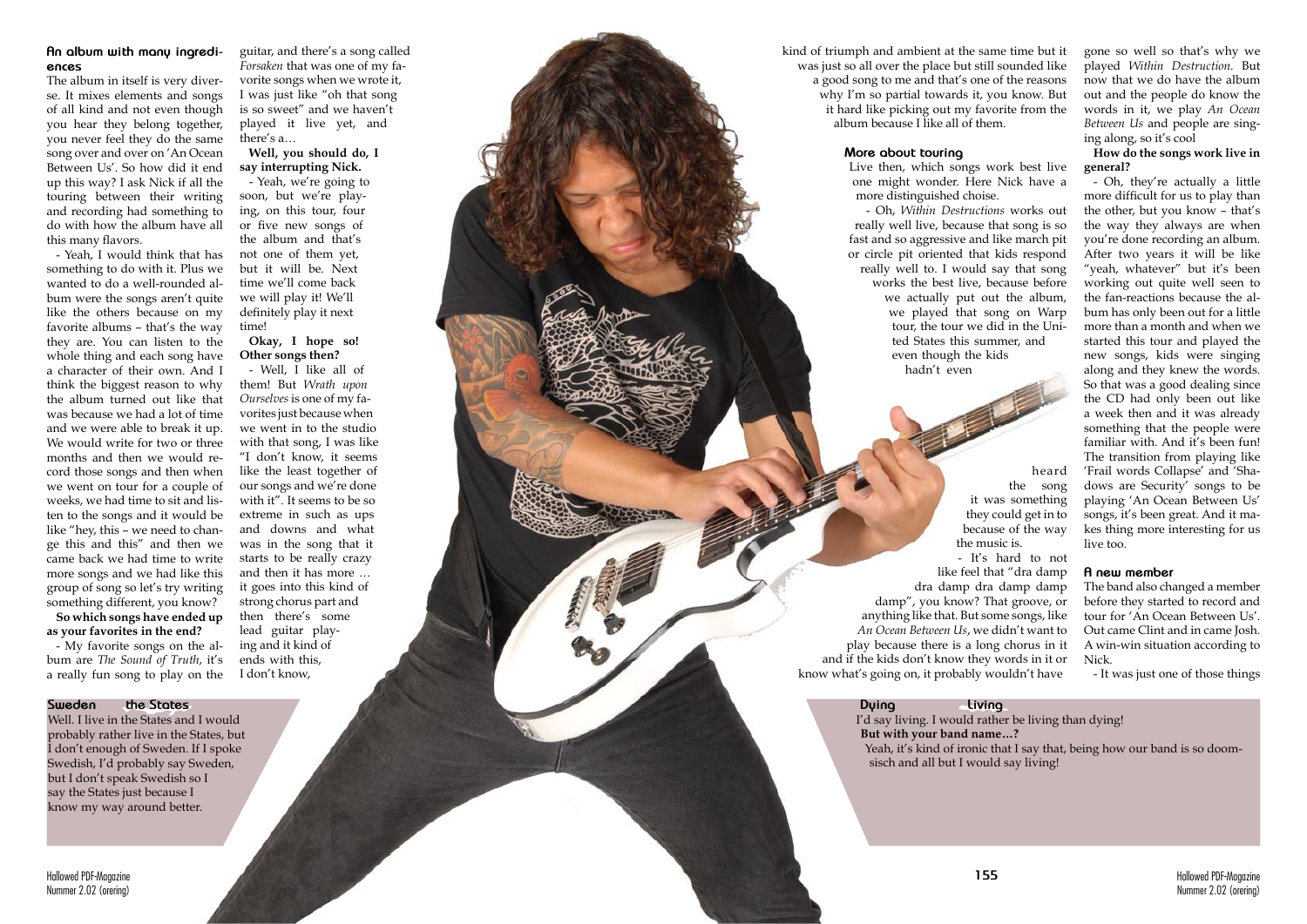### An album with many ingredi-ences

The album in itself is very diverse. It mixes elements and songs of all kind and not even though you hear they belong together, you never feel they do the same song over and over on 'An Ocean Between Us'. So how did it end up this way? I ask Nick if all the touring between their writing and recording had something to do with how the album have all this many flavors.

- Yeah, I would think that has something to do with it. Plus we wanted to do a well-rounded album were the songs aren't quite like the others because on my favorite albums – that's the way they are. You can listen to the whole thing and each song have a character of their own. And I think the biggest reason to why the album turned out like that was because we had a lot of time and we were able to break it up. We would write for two or three months and then we would record those songs and then when we went on tour for a couple of weeks, we had time to sit and listen to the songs and it would be like "hey, this – we need to change this and this" and then we came back we had time to write more songs and we had like this group of song so let's try writing something different, you know?

**So which songs have ended up as your favorites in the end?**

- My favorite songs on the album are *The Sound of Truth*, it's a really fun song to play on the guitar, and there's a song called *Forsaken* that was one of my favorite songs when we wrote it, I was just like "oh that song is so sweet" and we haven't played it live yet, and there's a…

**Well, you should do, I say interrupting Nick.**

- Yeah, we're going to soon, but we're playing, on this tour, four or five new songs of the album and that's not one of them yet, but it will be. Next time we'll come back we will play it! We'll definitely play it next time!

**Okay, I hope so! Other songs then?**

- Well, I like all of them! But *Wrath upon Ourselves* is one of my favorites just because when we went in to the studio with that song, I was like "I don't know, it seems like the least together of our songs and we're done with it". It seems to be so extreme in such as ups and downs and what was in the song that it starts to be really crazy and then it has more … it goes into this kind of strong chorus part and then there's some lead guitar playing and it kind of ends with this, I don't know, kind of triumph and ambient at the same time but it was just so all over the place but still sounded like a good song to me and that's one of the reasons why I'm so partial towards it, you know. But it hard like picking out my favorite from the album because I like all of them.

### More about touring

Live then, which songs work best live one might wonder. Here Nick have a more distinguished choise.

- Oh, *Within Destructions* works out really well live, because that song is so fast and so aggressive and like march pit or circle pit oriented that kids respond really well to. I would say that song works the best live, because before we actually put out the album, we played that song on Warp tour, the tour we did in the United States this summer, and even though the kids hadn't even heard the song it was something they could get in to because of the way the music is.

- It's hard to not like feel that "dra damp dra damp dra damp damp damp", you know? That groove, or anything like that. But some songs, like *An Ocean Between Us*, we didn't want to play because there is a long chorus in it and if the kids don't know they words in it or know what's going on, it probably wouldn't have gone so well so that's why we played *Within Destruction*. But now that we do have the album out and the people do know the words in it, we play *An Ocean Between Us* and people are singing along, so it's cool

**How do the songs work live in general?**

- Oh, they're actually a little more difficult for us to play than the other, but you know – that's the way they always are when you're done recording an album. After two years it will be like "yeah, whatever" but it's been working out quite well seen to the fan-reactions because the album has only been out for a little more than a month and when we started this tour and played the new songs, kids were singing along and they knew the words. So that was a good dealing since the CD had only been out like a week then and it was already something that the people were familiar with. And it's been fun! The transition from playing like 'Frail words Collapse' and 'Shadows are Security' songs to be playing 'An Ocean Between Us' songs, it's been great. And it makes thing more interesting for us live too.

### A new member

The band also changed a member before they started to record and tour for 'An Ocean Between Us'. Out came Clint and in came Josh. A win-win situation according to Nick.

- It was just one of those things

**Sweden the States**

Well. I live in the States and I would probably rather live in the States, but I don't enough of Sweden. If I spoke Swedish, I'd probably say Sweden, but I don't speak Swedish so I say the States just because I know my way around better.

**Dying Living**

I'd say living. I would rather be living than dying!

**But with your band name…?**

Yeah, it's kind of ironic that I say that, being how our band is so doomsisch and all but I would say living!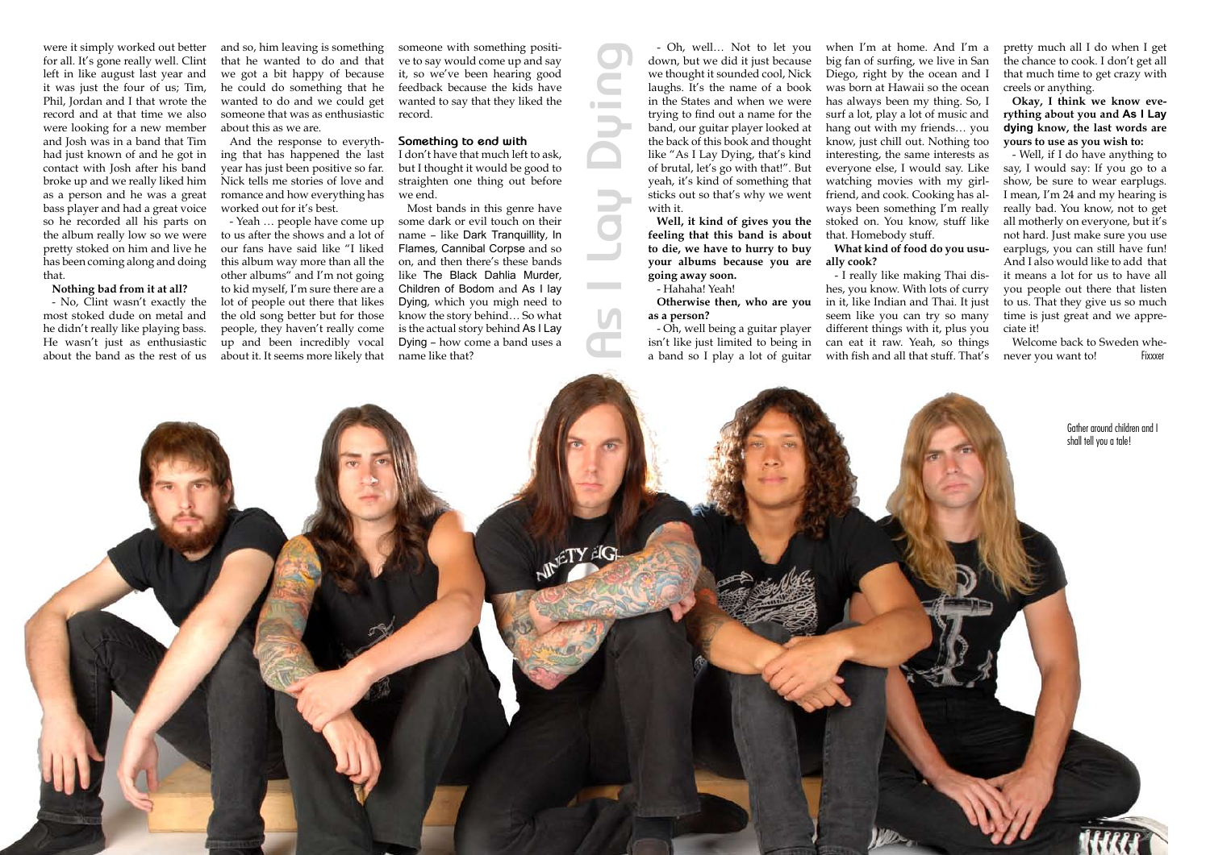were it simply worked out better for all. It's gone really well. Clint left in like august last year and it was just the four of us; Tim, Phil, Jordan and I that wrote the record and at that time we also were looking for a new member and Josh was in a band that Tim had just known of and he got in contact with Josh after his band broke up and we really liked him as a person and he was a great bass player and had a great voice so he recorded all his parts on the album really low so we were pretty stoked on him and live he has been coming along and doing that.

**Nothing bad from it at all?**

- No, Clint wasn't exactly the most stoked dude on metal and he didn't really like playing bass. He wasn't just as enthusiastic about the band as the rest of us and so, him leaving is something that he wanted to do and that we got a bit happy of because he could do something that he wanted to do and we could get someone that was as enthusiastic about this as we are.

And the response to everything that has happened the last year has just been positive so far. Nick tells me stories of love and romance and how everything has worked out for it's best.

- Yeah … people have come up to us after the shows and a lot of our fans have said like "I liked this album way more than all the other albums" and I'm not going to kid myself, I'm sure there are a lot of people out there that likes the old song better but for those people, they haven't really come up and been incredibly vocal about it. It seems more likely that someone with something positive to say would come up and say it, so we've been hearing good feedback because the kids have wanted to say that they liked the record.

### Something to end with

I don't have that much left to ask, but I thought it would be good to straighten one thing out before we end.

Most bands in this genre have some dark or evil touch on their name – like Dark Tranquillity, In Flames, Cannibal Corpse and so on, and then there's these bands like The Black Dahlia Murder, Children of Bodom and As I lay Dying, which you migh need to know the story behind… So what is the actual story behind As I Lay Dying – how come a band uses a name like that?

# As I Lay Dying

- Oh, well… Not to let you down, but we did it just because we thought it sounded cool, Nick laughs. It's the name of a book in the States and when we were trying to find out a name for the band, our guitar player looked at the back of this book and thought like "As I Lay Dying, that's kind of brutal, let's go with that!". But yeah, it's kind of something that sticks out so that's why we went with it.

**Well, it kind of gives you the feeling that this band is about to die, we have to hurry to buy your albums because you are going away soon.**

- Hahaha! Yeah!

**Otherwise then, who are you as a person?**

- Oh, well being a guitar player isn't like just limited to being in a band so I play a lot of guitar when I'm at home. And I'm a big fan of surfing, we live in San Diego, right by the ocean and I was born at Hawaii so the ocean has always been my thing. So, I surf a lot, play a lot of music and hang out with my friends… you know, just chill out. Nothing too interesting, the same interests as everyone else, I would say. Like watching movies with my girlfriend, and cook. Cooking has always been something I'm really stoked on. You know, stuff like that. Homebody stuff.

**What kind of food do you usually cook?**

- I really like making Thai dishes, you know. With lots of curry in it, like Indian and Thai. It just seem like you can try so many different things with it, plus you can eat it raw. Yeah, so things with fish and all that stuff. That's pretty much all I do when I get the chance to cook. I don't get all that much time to get crazy with creels or anything.

**Okay, I think we know everything about you and As I Lay dying know, the last words are yours to use as you wish to:**

- Well, if I do have anything to say, I would say: If you go to a show, be sure to wear earplugs. I mean, I'm 24 and my hearing is really bad. You know, not to get all motherly on everyone, but it's not hard. Just make sure you use earplugs, you can still have fun! And I also would like to add that it means a lot for us to have all you people out there that listen to us. That they give us so much time is just great and we appreciate it!

Welcome back to Sweden whenever you want to!

Fixxxer

Gather around children and I shall tell you a tale!